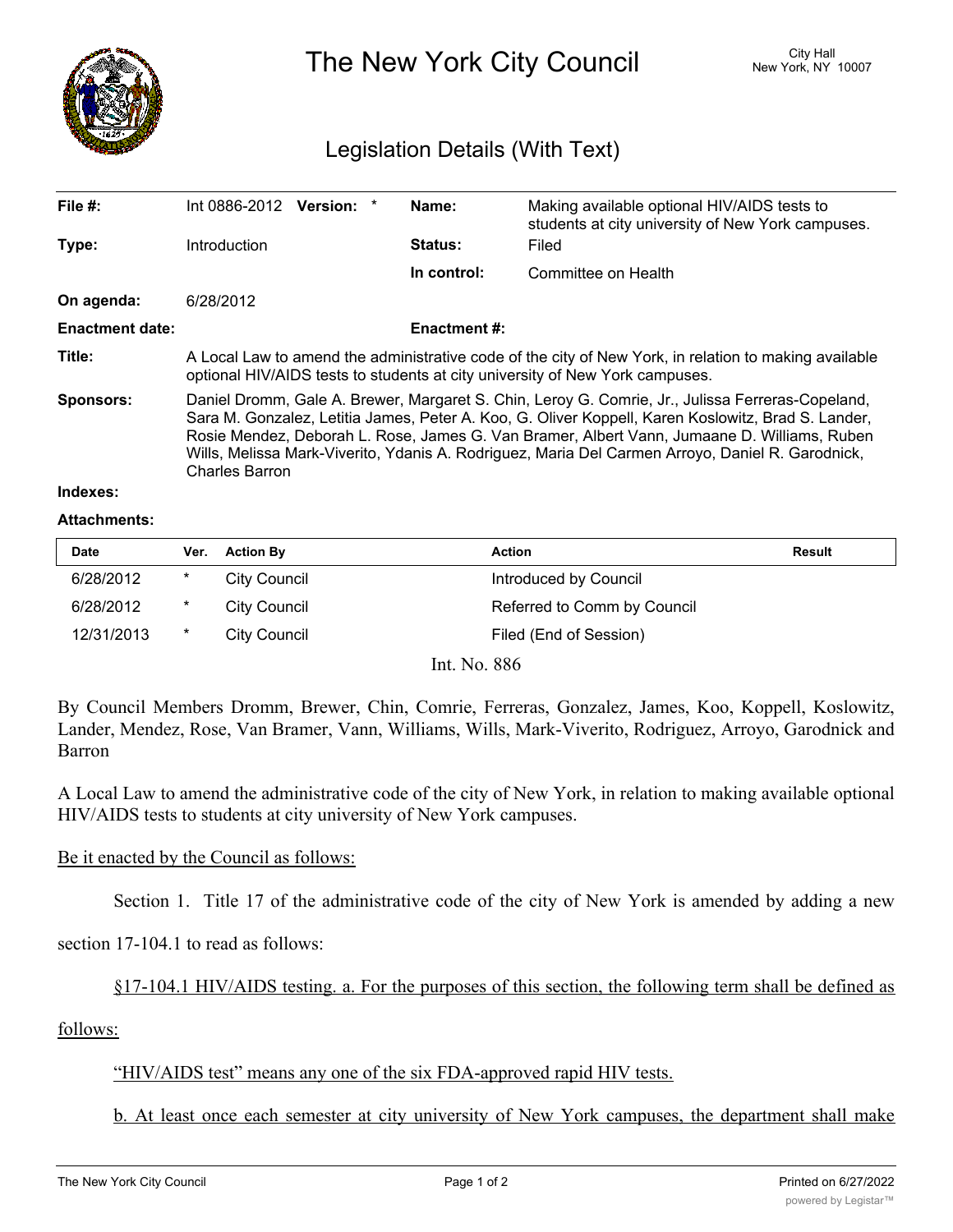# The New York City Council

City Hall
New York, NY 10007

## Legislation Details (With Text)

| | | | |
|---|---|---|---|
| **File #:** | Int 0886-2012 **Version:** * | **Name:** | Making available optional HIV/AIDS tests to students at city university of New York campuses. |
| **Type:** | Introduction | **Status:** | Filed |
| | | **In control:** | Committee on Health |
| **On agenda:** | 6/28/2012 | | |
| **Enactment date:** | | **Enactment #:** | |

**Title:** A Local Law to amend the administrative code of the city of New York, in relation to making available optional HIV/AIDS tests to students at city university of New York campuses.

**Sponsors:** Daniel Dromm, Gale A. Brewer, Margaret S. Chin, Leroy G. Comrie, Jr., Julissa Ferreras-Copeland, Sara M. Gonzalez, Letitia James, Peter A. Koo, G. Oliver Koppell, Karen Koslowitz, Brad S. Lander, Rosie Mendez, Deborah L. Rose, James G. Van Bramer, Albert Vann, Jumaane D. Williams, Ruben Wills, Melissa Mark-Viverito, Ydanis A. Rodriguez, Maria Del Carmen Arroyo, Daniel R. Garodnick, Charles Barron

**Indexes:**

**Attachments:**

| Date | Ver. | Action By | Action | Result |
|---|---|---|---|---|
| 6/28/2012 | * | City Council | Introduced by Council | |
| 6/28/2012 | * | City Council | Referred to Comm by Council | |
| 12/31/2013 | * | City Council | Filed (End of Session) | |

Int. No. 886

By Council Members Dromm, Brewer, Chin, Comrie, Ferreras, Gonzalez, James, Koo, Koppell, Koslowitz, Lander, Mendez, Rose, Van Bramer, Vann, Williams, Wills, Mark-Viverito, Rodriguez, Arroyo, Garodnick and Barron

A Local Law to amend the administrative code of the city of New York, in relation to making available optional HIV/AIDS tests to students at city university of New York campuses.

Be it enacted by the Council as follows:

Section 1. Title 17 of the administrative code of the city of New York is amended by adding a new section 17-104.1 to read as follows:

§17-104.1 HIV/AIDS testing. a. For the purposes of this section, the following term shall be defined as follows:

"HIV/AIDS test" means any one of the six FDA-approved rapid HIV tests.

b. At least once each semester at city university of New York campuses, the department shall make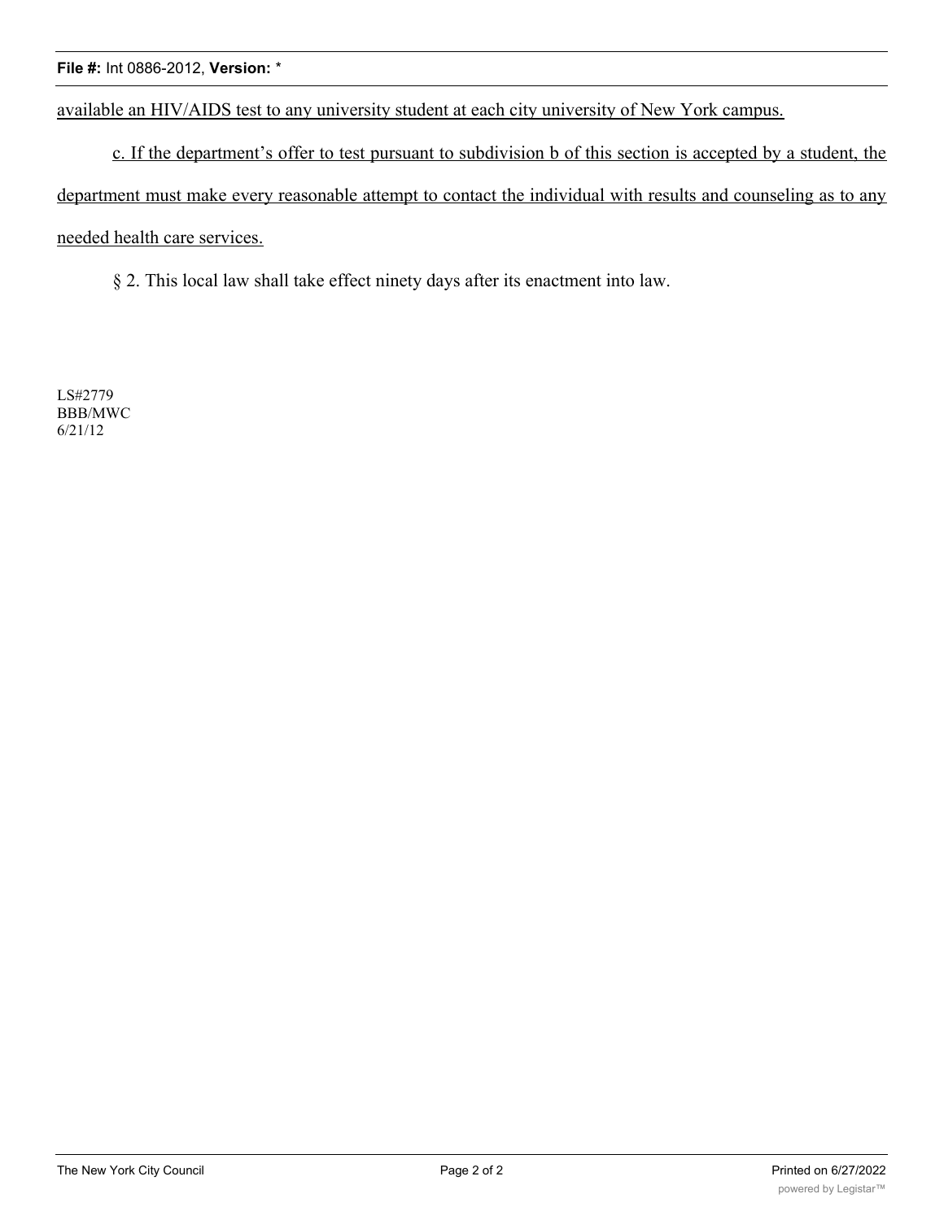available an HIV/AIDS test to any university student at each city university of New York campus.

c. If the department's offer to test pursuant to subdivision b of this section is accepted by a student, the department must make every reasonable attempt to contact the individual with results and counseling as to any needed health care services.

§ 2. This local law shall take effect ninety days after its enactment into law.

LS#2779
BBB/MWC
6/21/12